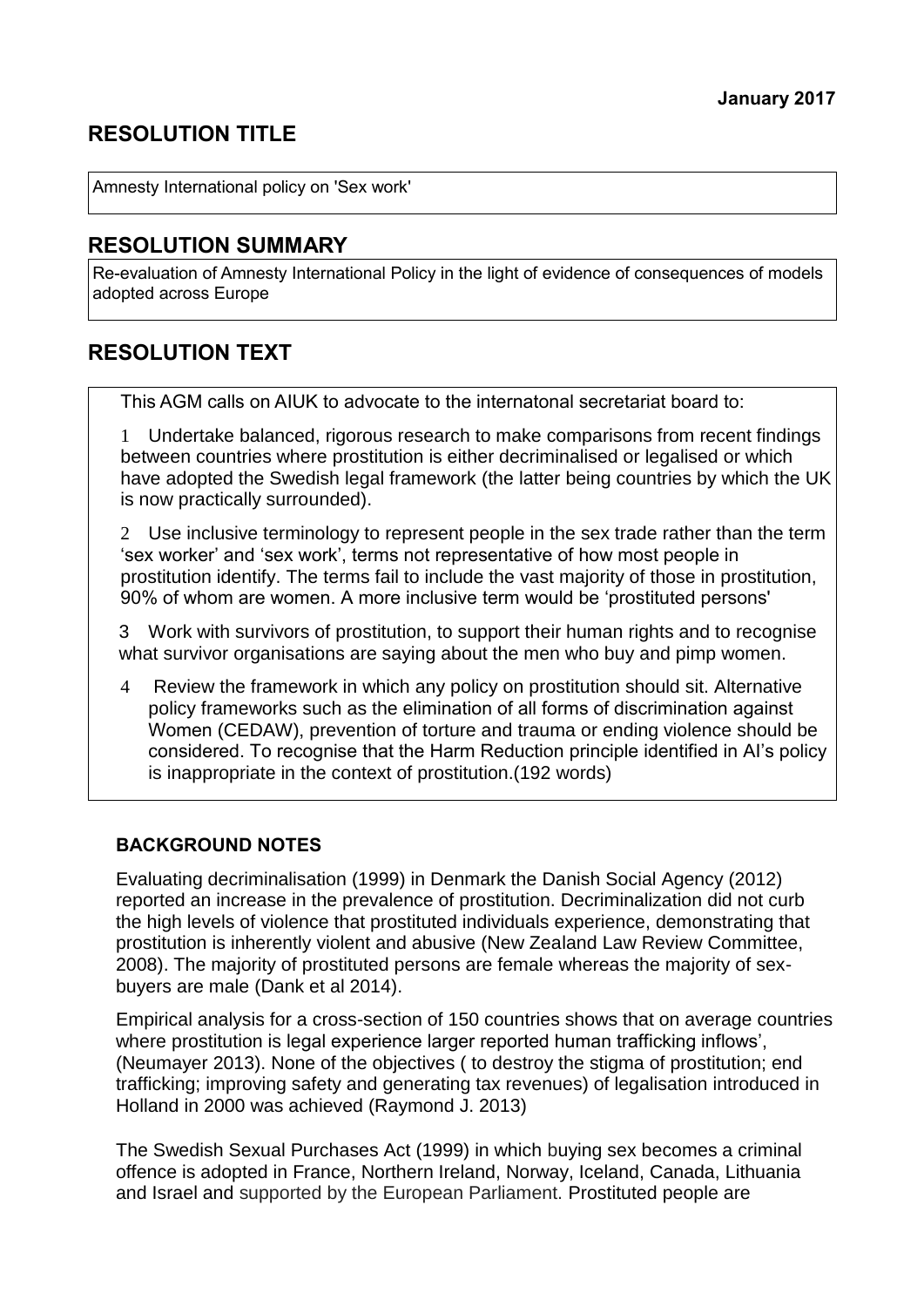**January 2017**

## RESOLUTION TITLE

Amnesty International policy on 'Sex work'

## RESOLUTION SUMMARY

Re-evaluation of Amnesty International Policy in the light of evidence of consequences of models adopted across Europe

## RESOLUTION TEXT

This AGM calls on AIUK to advocate to the internatonal secretariat board to:

1 Undertake balanced, rigorous research to make comparisons from recent findings between countries where prostitution is either decriminalised or legalised or which have adopted the Swedish legal framework (the latter being countries by which the UK is now practically surrounded).

2 Use inclusive terminology to represent people in the sex trade rather than the term 'sex worker' and 'sex work', terms not representative of how most people in prostitution identify. The terms fail to include the vast majority of those in prostitution, 90% of whom are women. A more inclusive term would be 'prostituted persons'

3 Work with survivors of prostitution, to support their human rights and to recognise what survivor organisations are saying about the men who buy and pimp women.

4 Review the framework in which any policy on prostitution should sit. Alternative policy frameworks such as the elimination of all forms of discrimination against Women (CEDAW), prevention of torture and trauma or ending violence should be considered. To recognise that the Harm Reduction principle identified in AI's policy is inappropriate in the context of prostitution.(192 words)

### BACKGROUND NOTES

Evaluating decriminalisation (1999) in Denmark the Danish Social Agency (2012) reported an increase in the prevalence of prostitution. Decriminalization did not curb the high levels of violence that prostituted individuals experience, demonstrating that prostitution is inherently violent and abusive (New Zealand Law Review Committee, 2008). The majority of prostituted persons are female whereas the majority of sex-buyers are male (Dank et al 2014).

Empirical analysis for a cross-section of 150 countries shows that on average countries where prostitution is legal experience larger reported human trafficking inflows', (Neumayer 2013). None of the objectives ( to destroy the stigma of prostitution; end trafficking; improving safety and generating tax revenues) of legalisation introduced in Holland in 2000 was achieved (Raymond J. 2013)

The Swedish Sexual Purchases Act (1999) in which buying sex becomes a criminal offence is adopted in France, Northern Ireland, Norway, Iceland, Canada, Lithuania and Israel and supported by the European Parliament. Prostituted people are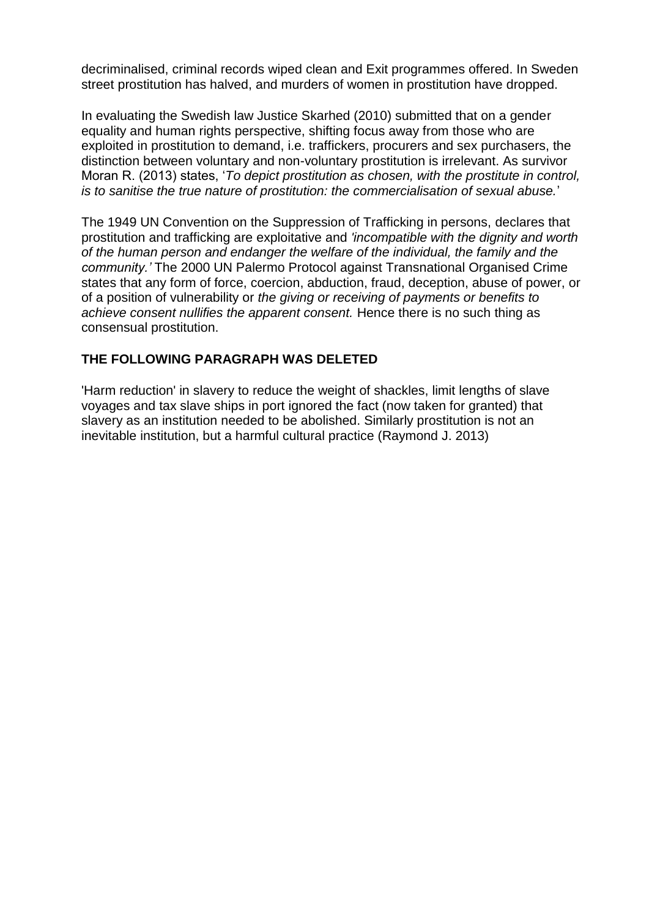decriminalised, criminal records wiped clean and Exit programmes offered. In Sweden street prostitution has halved, and murders of women in prostitution have dropped.

In evaluating the Swedish law Justice Skarhed (2010) submitted that on a gender equality and human rights perspective, shifting focus away from those who are exploited in prostitution to demand, i.e. traffickers, procurers and sex purchasers, the distinction between voluntary and non-voluntary prostitution is irrelevant. As survivor Moran R. (2013) states, '*To depict prostitution as chosen, with the prostitute in control, is to sanitise the true nature of prostitution: the commercialisation of sexual abuse.*'

The 1949 UN Convention on the Suppression of Trafficking in persons, declares that prostitution and trafficking are exploitative and *'incompatible with the dignity and worth of the human person and endanger the welfare of the individual, the family and the community.'* The 2000 UN Palermo Protocol against Transnational Organised Crime states that any form of force, coercion, abduction, fraud, deception, abuse of power, or of a position of vulnerability or *the giving or receiving of payments or benefits to achieve consent nullifies the apparent consent.* Hence there is no such thing as consensual prostitution.

**THE FOLLOWING PARAGRAPH WAS DELETED**

'Harm reduction' in slavery to reduce the weight of shackles, limit lengths of slave voyages and tax slave ships in port ignored the fact (now taken for granted) that slavery as an institution needed to be abolished. Similarly prostitution is not an inevitable institution, but a harmful cultural practice (Raymond J. 2013)